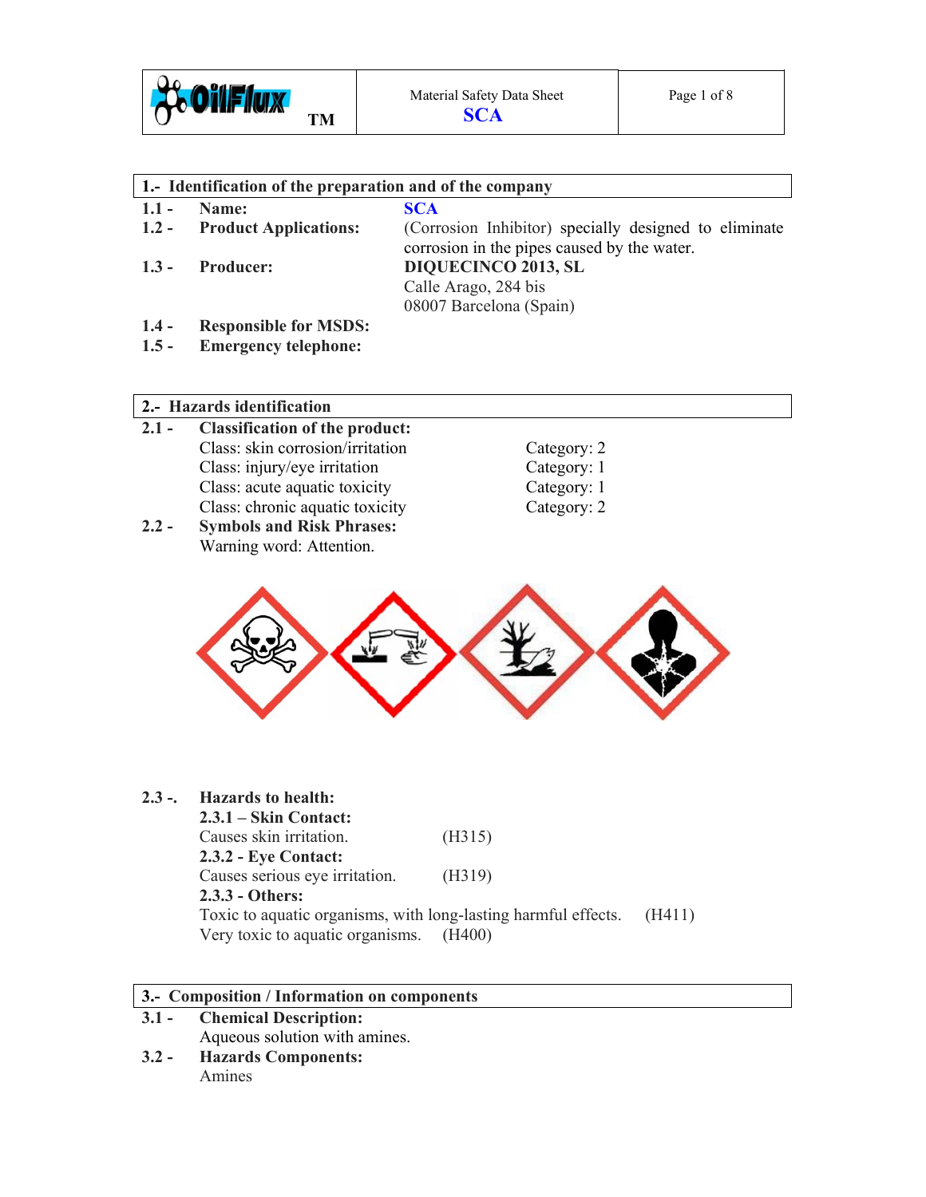Material Safety Data Sheet
**SCA**

## 1.- Identification of the preparation and of the company

**1.1 - Name:** **SCA**

**1.2 - Product Applications:** (Corrosion Inhibitor) specially designed to eliminate corrosion in the pipes caused by the water.

**1.3 - Producer:** **DIQUECINCO 2013, SL**
Calle Arago, 284 bis
08007 Barcelona (Spain)

**1.4 - Responsible for MSDS:**

**1.5 - Emergency telephone:**

## 2.- Hazards identification

**2.1 - Classification of the product:**

| Class | Category |
|---|---|
| Class: skin corrosion/irritation | Category: 2 |
| Class: injury/eye irritation | Category: 1 |
| Class: acute aquatic toxicity | Category: 1 |
| Class: chronic aquatic toxicity | Category: 2 |

**2.2 - Symbols and Risk Phrases:**
Warning word: Attention.

**2.3 -. Hazards to health:**

**2.3.1 – Skin Contact:**
Causes skin irritation. (H315)

**2.3.2 - Eye Contact:**
Causes serious eye irritation. (H319)

**2.3.3 - Others:**
Toxic to aquatic organisms, with long-lasting harmful effects. (H411)
Very toxic to aquatic organisms. (H400)

## 3.- Composition / Information on components

**3.1 - Chemical Description:**
Aqueous solution with amines.

**3.2 - Hazards Components:**
Amines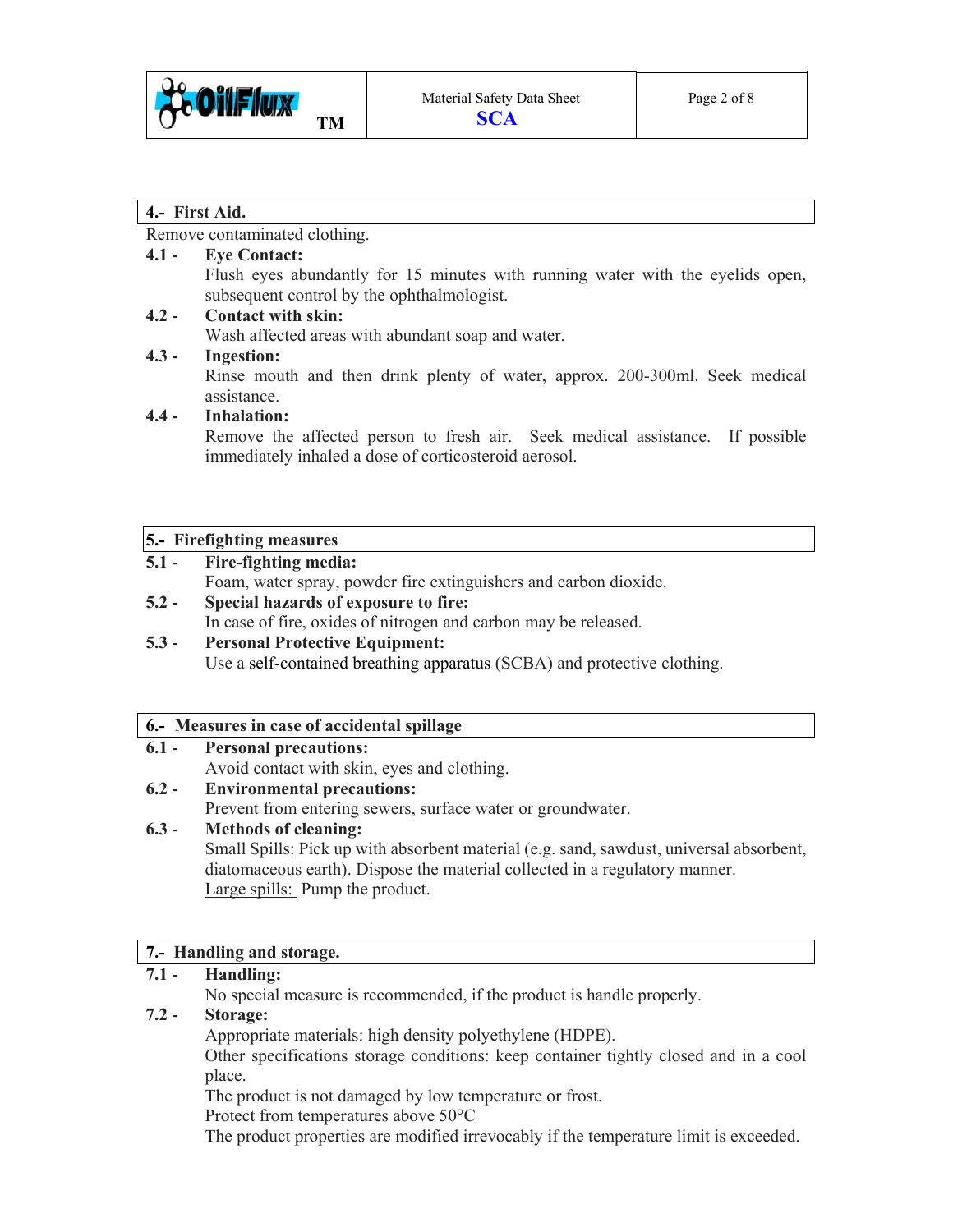## 4.- First Aid.

Remove contaminated clothing.

**4.1 - Eye Contact:**

Flush eyes abundantly for 15 minutes with running water with the eyelids open, subsequent control by the ophthalmologist.

**4.2 - Contact with skin:**

Wash affected areas with abundant soap and water.

**4.3 - Ingestion:**

Rinse mouth and then drink plenty of water, approx. 200-300ml. Seek medical assistance.

**4.4 - Inhalation:**

Remove the affected person to fresh air. Seek medical assistance. If possible immediately inhaled a dose of corticosteroid aerosol.

## 5.- Firefighting measures

**5.1 - Fire-fighting media:**

Foam, water spray, powder fire extinguishers and carbon dioxide.

**5.2 - Special hazards of exposure to fire:**

In case of fire, oxides of nitrogen and carbon may be released.

**5.3 - Personal Protective Equipment:**

Use a self-contained breathing apparatus (SCBA) and protective clothing.

## 6.- Measures in case of accidental spillage

**6.1 - Personal precautions:**

Avoid contact with skin, eyes and clothing.

**6.2 - Environmental precautions:**

Prevent from entering sewers, surface water or groundwater.

**6.3 - Methods of cleaning:**

Small Spills: Pick up with absorbent material (e.g. sand, sawdust, universal absorbent, diatomaceous earth). Dispose the material collected in a regulatory manner.

Large spills: Pump the product.

## 7.- Handling and storage.

**7.1 - Handling:**

No special measure is recommended, if the product is handle properly.

**7.2 - Storage:**

Appropriate materials: high density polyethylene (HDPE).

Other specifications storage conditions: keep container tightly closed and in a cool place.

The product is not damaged by low temperature or frost.

Protect from temperatures above 50°C

The product properties are modified irrevocably if the temperature limit is exceeded.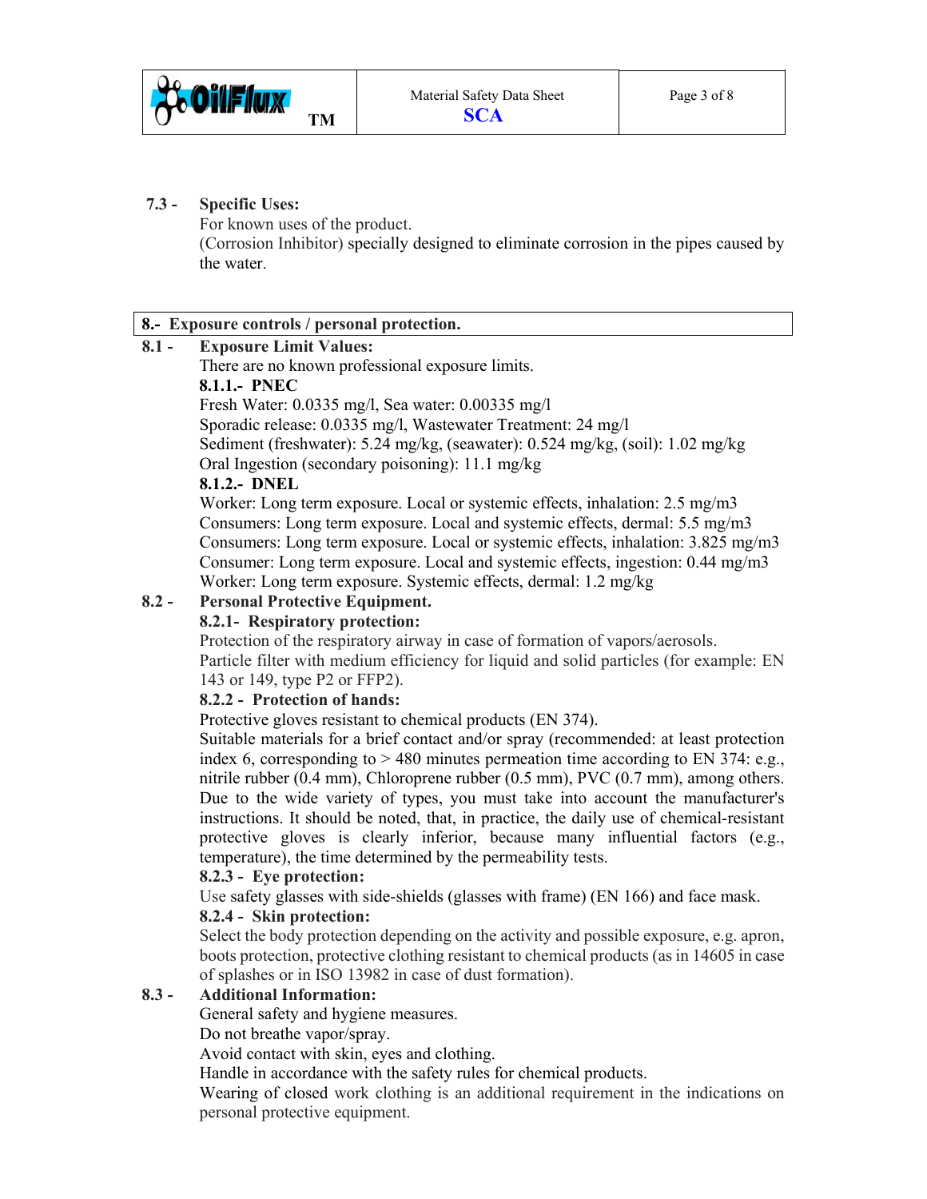**7.3 - Specific Uses:**

For known uses of the product.

(Corrosion Inhibitor) specially designed to eliminate corrosion in the pipes caused by the water.

## 8.- Exposure controls / personal protection.

**8.1 - Exposure Limit Values:**

There are no known professional exposure limits.

**8.1.1.- PNEC**

Fresh Water: 0.0335 mg/l, Sea water: 0.00335 mg/l

Sporadic release: 0.0335 mg/l, Wastewater Treatment: 24 mg/l

Sediment (freshwater): 5.24 mg/kg, (seawater): 0.524 mg/kg, (soil): 1.02 mg/kg

Oral Ingestion (secondary poisoning): 11.1 mg/kg

**8.1.2.- DNEL**

Worker: Long term exposure. Local or systemic effects, inhalation: 2.5 mg/m3

Consumers: Long term exposure. Local and systemic effects, dermal: 5.5 mg/m3

Consumers: Long term exposure. Local or systemic effects, inhalation: 3.825 mg/m3

Consumer: Long term exposure. Local and systemic effects, ingestion: 0.44 mg/m3

Worker: Long term exposure. Systemic effects, dermal: 1.2 mg/kg

**8.2 - Personal Protective Equipment.**

**8.2.1- Respiratory protection:**

Protection of the respiratory airway in case of formation of vapors/aerosols.

Particle filter with medium efficiency for liquid and solid particles (for example: EN 143 or 149, type P2 or FFP2).

**8.2.2 - Protection of hands:**

Protective gloves resistant to chemical products (EN 374).

Suitable materials for a brief contact and/or spray (recommended: at least protection index 6, corresponding to > 480 minutes permeation time according to EN 374: e.g., nitrile rubber (0.4 mm), Chloroprene rubber (0.5 mm), PVC (0.7 mm), among others. Due to the wide variety of types, you must take into account the manufacturer's instructions. It should be noted, that, in practice, the daily use of chemical-resistant protective gloves is clearly inferior, because many influential factors (e.g., temperature), the time determined by the permeability tests.

**8.2.3 - Eye protection:**

Use safety glasses with side-shields (glasses with frame) (EN 166) and face mask.

**8.2.4 - Skin protection:**

Select the body protection depending on the activity and possible exposure, e.g. apron, boots protection, protective clothing resistant to chemical products (as in 14605 in case of splashes or in ISO 13982 in case of dust formation).

**8.3 - Additional Information:**

General safety and hygiene measures.

Do not breathe vapor/spray.

Avoid contact with skin, eyes and clothing.

Handle in accordance with the safety rules for chemical products.

Wearing of closed work clothing is an additional requirement in the indications on personal protective equipment.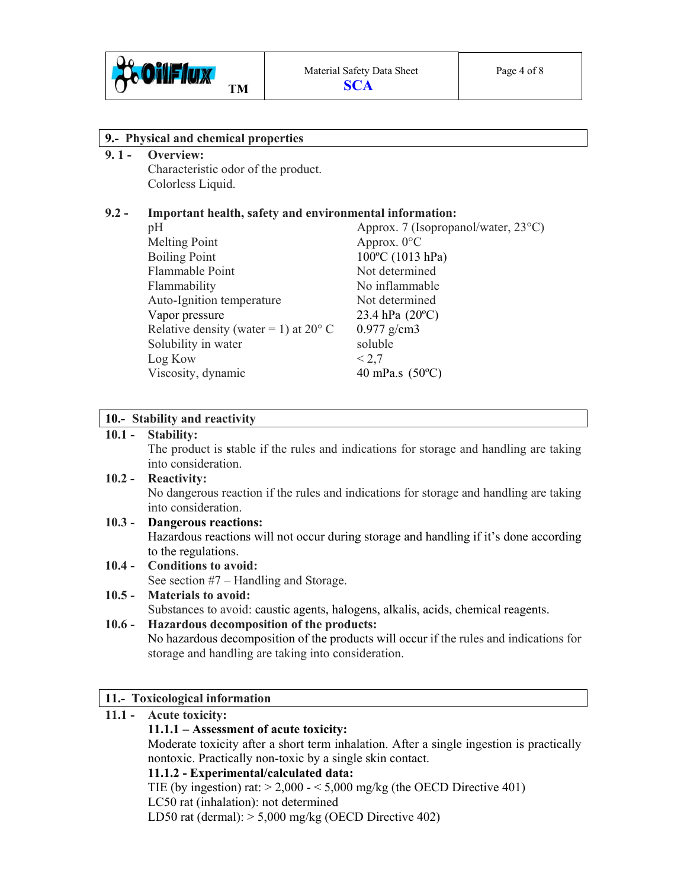## 9.- Physical and chemical properties

**9. 1 - Overview:**

Characteristic odor of the product.
Colorless Liquid.

**9.2 - Important health, safety and environmental information:**

| | |
|---|---|
| pH | Approx. 7 (Isopropanol/water, 23°C) |
| Melting Point | Approx. 0°C |
| Boiling Point | 100ºC (1013 hPa) |
| Flammable Point | Not determined |
| Flammability | No inflammable |
| Auto-Ignition temperature | Not determined |
| Vapor pressure | 23.4 hPa (20ºC) |
| Relative density (water = 1) at 20° C | 0.977 g/cm3 |
| Solubility in water | soluble |
| Log Kow | < 2,7 |
| Viscosity, dynamic | 40 mPa.s (50ºC) |

## 10.- Stability and reactivity

**10.1 - Stability:**

The product is **s**table if the rules and indications for storage and handling are taking into consideration.

**10.2 - Reactivity:**

No dangerous reaction if the rules and indications for storage and handling are taking into consideration.

**10.3 - Dangerous reactions:**

Hazardous reactions will not occur during storage and handling if it's done according to the regulations.

**10.4 - Conditions to avoid:**

See section #7 – Handling and Storage.

**10.5 - Materials to avoid:**

Substances to avoid: caustic agents, halogens, alkalis, acids, chemical reagents.

**10.6 - Hazardous decomposition of the products:**

No hazardous decomposition of the products will occur if the rules and indications for storage and handling are taking into consideration.

## 11.- Toxicological information

**11.1 - Acute toxicity:**

**11.1.1 – Assessment of acute toxicity:**

Moderate toxicity after a short term inhalation. After a single ingestion is practically nontoxic. Practically non-toxic by a single skin contact.

**11.1.2 - Experimental/calculated data:**

TIE (by ingestion) rat: > 2,000 - < 5,000 mg/kg (the OECD Directive 401)
LC50 rat (inhalation): not determined
LD50 rat (dermal): > 5,000 mg/kg (OECD Directive 402)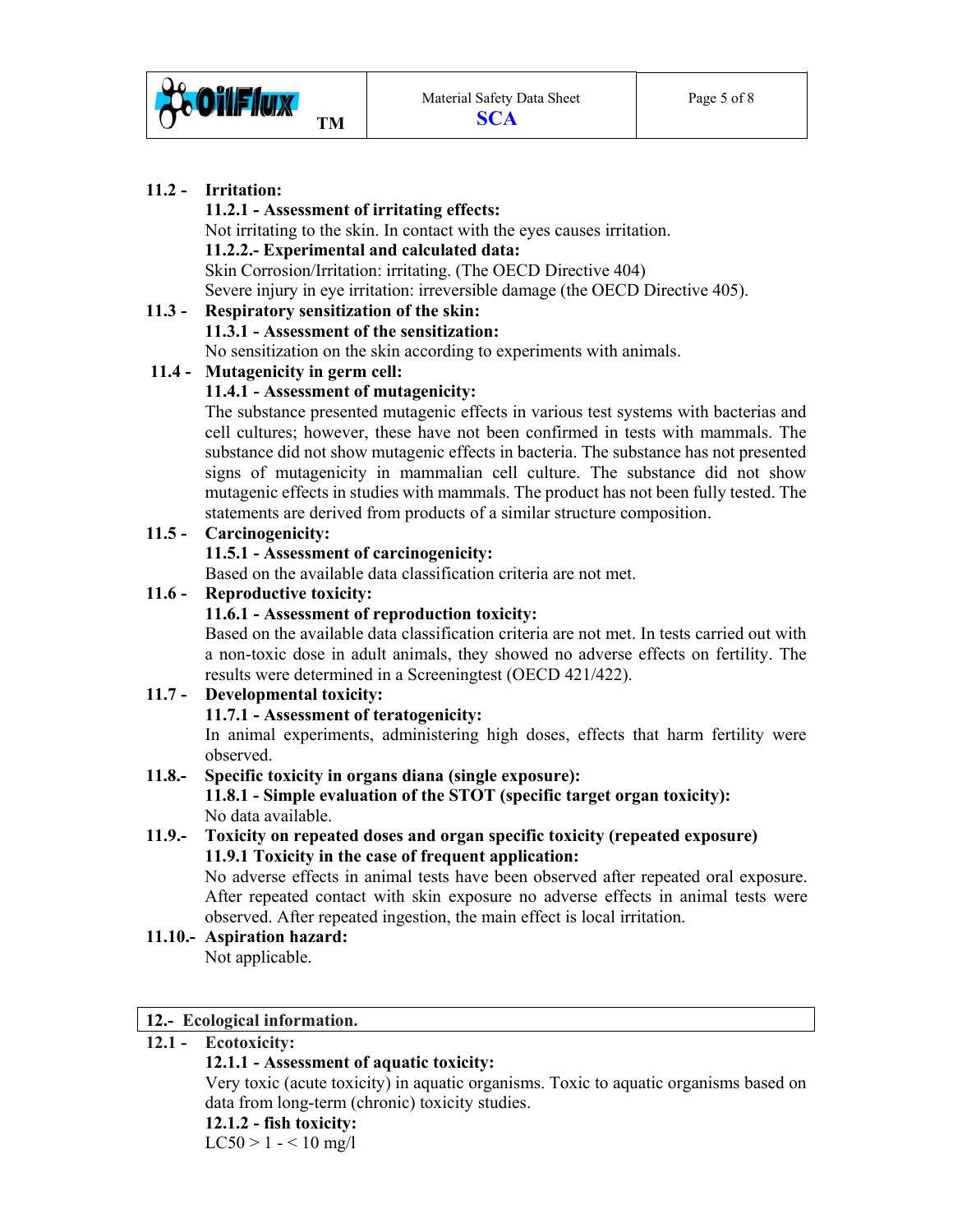**11.2 - Irritation:**

**11.2.1 - Assessment of irritating effects:**

Not irritating to the skin. In contact with the eyes causes irritation.

**11.2.2.- Experimental and calculated data:**

Skin Corrosion/Irritation: irritating. (The OECD Directive 404)

Severe injury in eye irritation: irreversible damage (the OECD Directive 405).

**11.3 - Respiratory sensitization of the skin:**

**11.3.1 - Assessment of the sensitization:**

No sensitization on the skin according to experiments with animals.

**11.4 - Mutagenicity in germ cell:**

**11.4.1 - Assessment of mutagenicity:**

The substance presented mutagenic effects in various test systems with bacterias and cell cultures; however, these have not been confirmed in tests with mammals. The substance did not show mutagenic effects in bacteria. The substance has not presented signs of mutagenicity in mammalian cell culture. The substance did not show mutagenic effects in studies with mammals. The product has not been fully tested. The statements are derived from products of a similar structure composition.

**11.5 - Carcinogenicity:**

**11.5.1 - Assessment of carcinogenicity:**

Based on the available data classification criteria are not met.

**11.6 - Reproductive toxicity:**

**11.6.1 - Assessment of reproduction toxicity:**

Based on the available data classification criteria are not met. In tests carried out with a non-toxic dose in adult animals, they showed no adverse effects on fertility. The results were determined in a Screeningtest (OECD 421/422).

**11.7 - Developmental toxicity:**

**11.7.1 - Assessment of teratogenicity:**

In animal experiments, administering high doses, effects that harm fertility were observed.

**11.8.- Specific toxicity in organs diana (single exposure):**

**11.8.1 - Simple evaluation of the STOT (specific target organ toxicity):**

No data available.

**11.9.- Toxicity on repeated doses and organ specific toxicity (repeated exposure)**

**11.9.1 Toxicity in the case of frequent application:**

No adverse effects in animal tests have been observed after repeated oral exposure. After repeated contact with skin exposure no adverse effects in animal tests were observed. After repeated ingestion, the main effect is local irritation.

**11.10.- Aspiration hazard:**

Not applicable.

## 12.- Ecological information.

**12.1 - Ecotoxicity:**

**12.1.1 - Assessment of aquatic toxicity:**

Very toxic (acute toxicity) in aquatic organisms. Toxic to aquatic organisms based on data from long-term (chronic) toxicity studies.

**12.1.2 - fish toxicity:**

LC50 > 1 - < 10 mg/l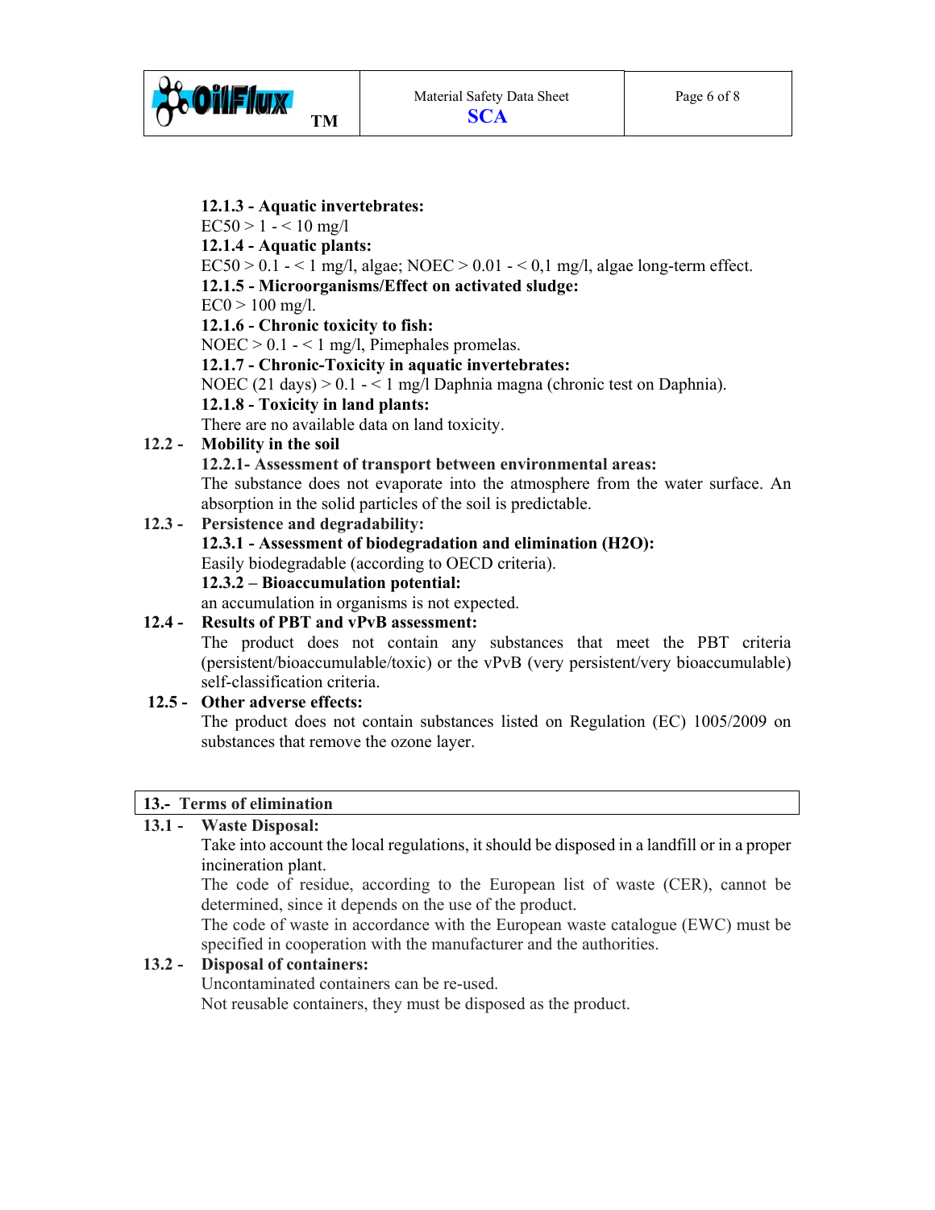**12.1.3 - Aquatic invertebrates:**

EC50 > 1 - < 10 mg/l

**12.1.4 - Aquatic plants:**

EC50 > 0.1 - < 1 mg/l, algae; NOEC > 0.01 - < 0,1 mg/l, algae long-term effect.

**12.1.5 - Microorganisms/Effect on activated sludge:**

EC0 > 100 mg/l.

**12.1.6 - Chronic toxicity to fish:**

NOEC > 0.1 - < 1 mg/l, Pimephales promelas.

**12.1.7 - Chronic-Toxicity in aquatic invertebrates:**

NOEC (21 days) > 0.1 - < 1 mg/l Daphnia magna (chronic test on Daphnia).

**12.1.8 - Toxicity in land plants:**

There are no available data on land toxicity.

**12.2 - Mobility in the soil**

**12.2.1- Assessment of transport between environmental areas:**

The substance does not evaporate into the atmosphere from the water surface. An absorption in the solid particles of the soil is predictable.

**12.3 - Persistence and degradability:**

**12.3.1 - Assessment of biodegradation and elimination ($H_2O$):**

Easily biodegradable (according to OECD criteria).

**12.3.2 – Bioaccumulation potential:**

an accumulation in organisms is not expected.

**12.4 - Results of PBT and vPvB assessment:**

The product does not contain any substances that meet the PBT criteria (persistent/bioaccumulable/toxic) or the vPvB (very persistent/very bioaccumulable) self-classification criteria.

**12.5 - Other adverse effects:**

The product does not contain substances listed on Regulation (EC) 1005/2009 on substances that remove the ozone layer.

## 13.- Terms of elimination

**13.1 - Waste Disposal:**

Take into account the local regulations, it should be disposed in a landfill or in a proper incineration plant.

The code of residue, according to the European list of waste (CER), cannot be determined, since it depends on the use of the product.

The code of waste in accordance with the European waste catalogue (EWC) must be specified in cooperation with the manufacturer and the authorities.

**13.2 - Disposal of containers:**

Uncontaminated containers can be re-used.

Not reusable containers, they must be disposed as the product.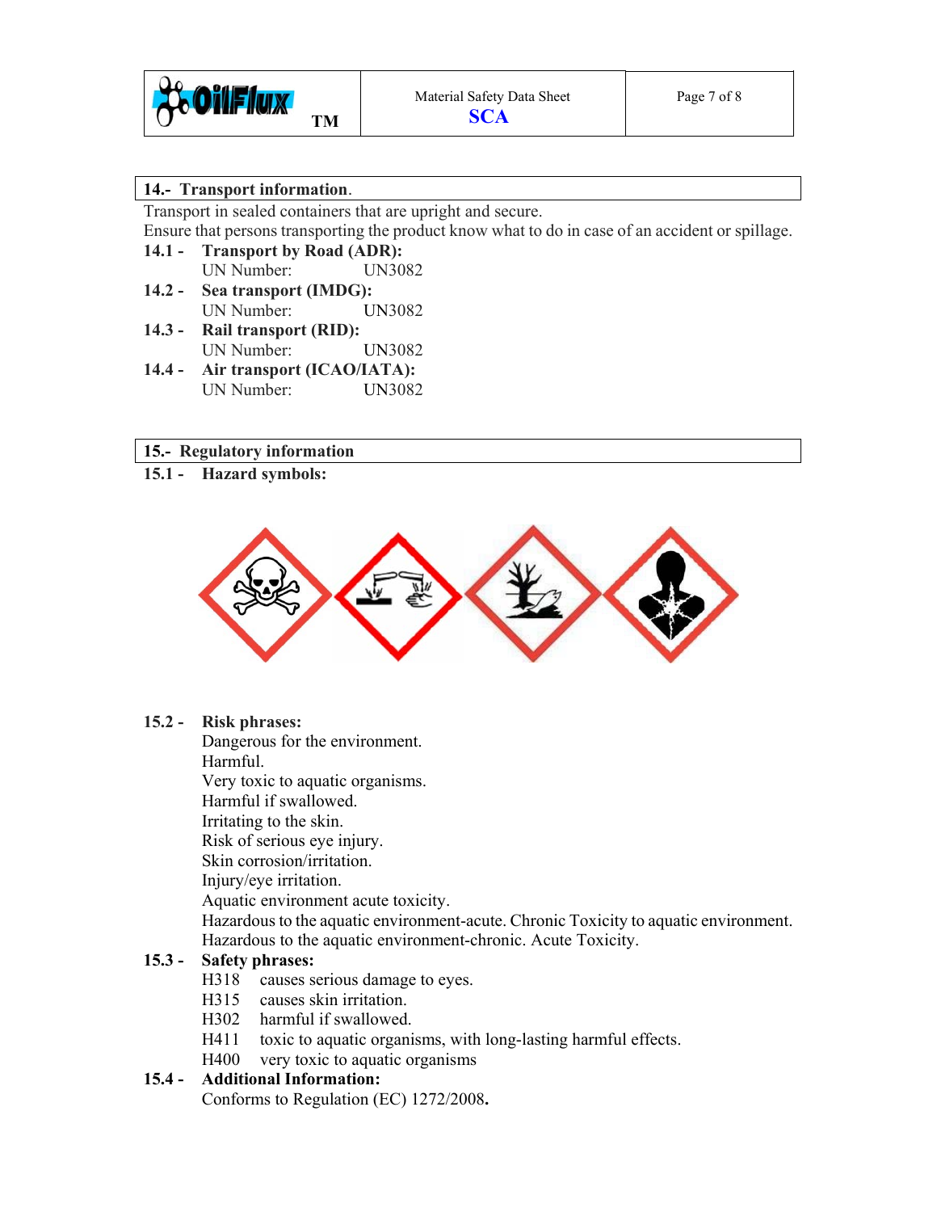## 14.- Transport information.

Transport in sealed containers that are upright and secure.
Ensure that persons transporting the product know what to do in case of an accident or spillage.

**14.1 - Transport by Road (ADR):**
UN Number: UN3082

**14.2 - Sea transport (IMDG):**
UN Number: UN3082

**14.3 - Rail transport (RID):**
UN Number: UN3082

**14.4 - Air transport (ICAO/IATA):**
UN Number: UN3082

## 15.- Regulatory information

**15.1 - Hazard symbols:**

**15.2 - Risk phrases:**

Dangerous for the environment.
Harmful.
Very toxic to aquatic organisms.
Harmful if swallowed.
Irritating to the skin.
Risk of serious eye injury.
Skin corrosion/irritation.
Injury/eye irritation.
Aquatic environment acute toxicity.
Hazardous to the aquatic environment-acute. Chronic Toxicity to aquatic environment.
Hazardous to the aquatic environment-chronic. Acute Toxicity.

**15.3 - Safety phrases:**

H318 causes serious damage to eyes.
H315 causes skin irritation.
H302 harmful if swallowed.
H411 toxic to aquatic organisms, with long-lasting harmful effects.
H400 very toxic to aquatic organisms

**15.4 - Additional Information:**

Conforms to Regulation (EC) 1272/2008**.**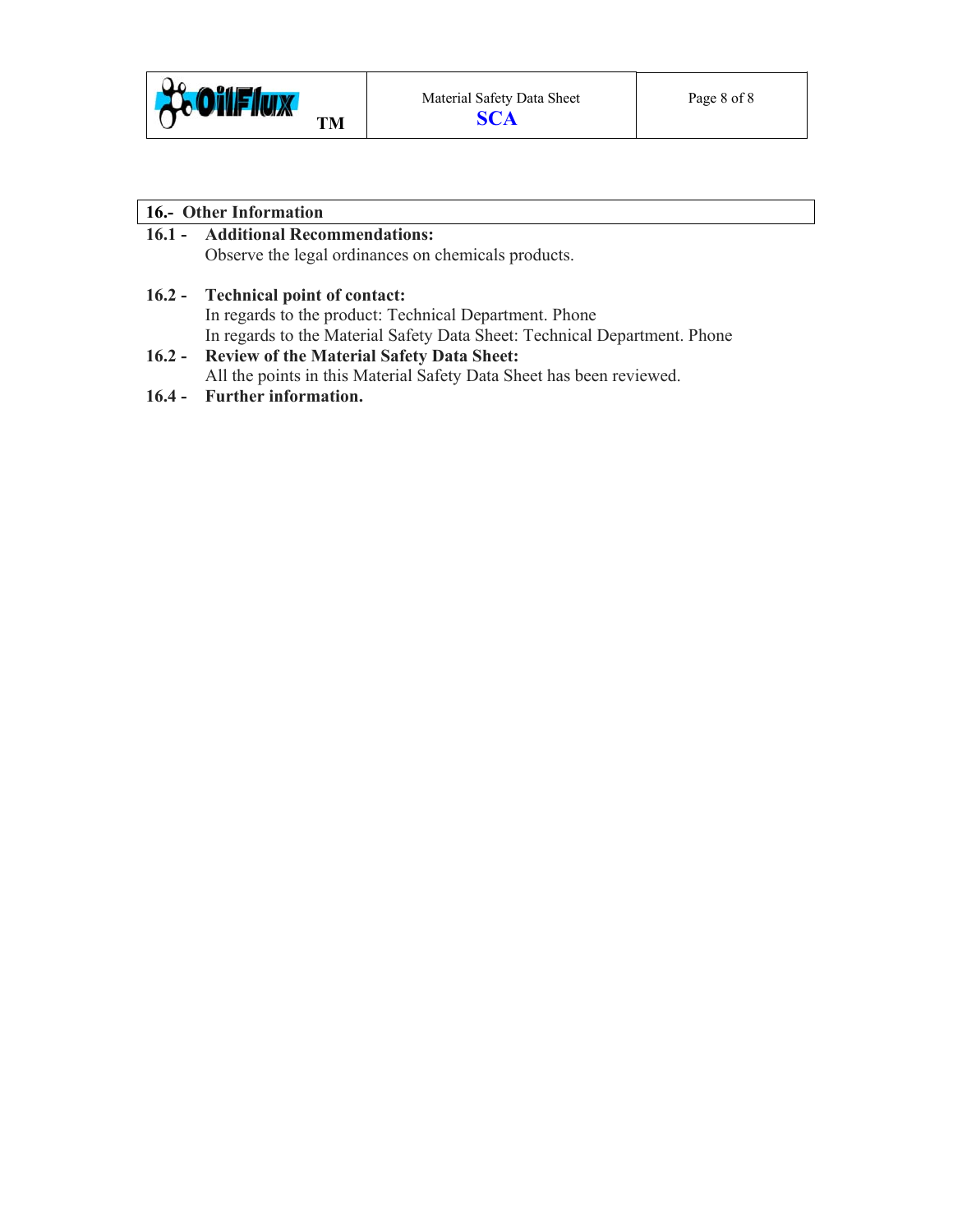## 16.- Other Information

**16.1 - Additional Recommendations:**

Observe the legal ordinances on chemicals products.

**16.2 - Technical point of contact:**

In regards to the product: Technical Department. Phone

In regards to the Material Safety Data Sheet: Technical Department. Phone

**16.2 - Review of the Material Safety Data Sheet:**

All the points in this Material Safety Data Sheet has been reviewed.

**16.4 - Further information.**